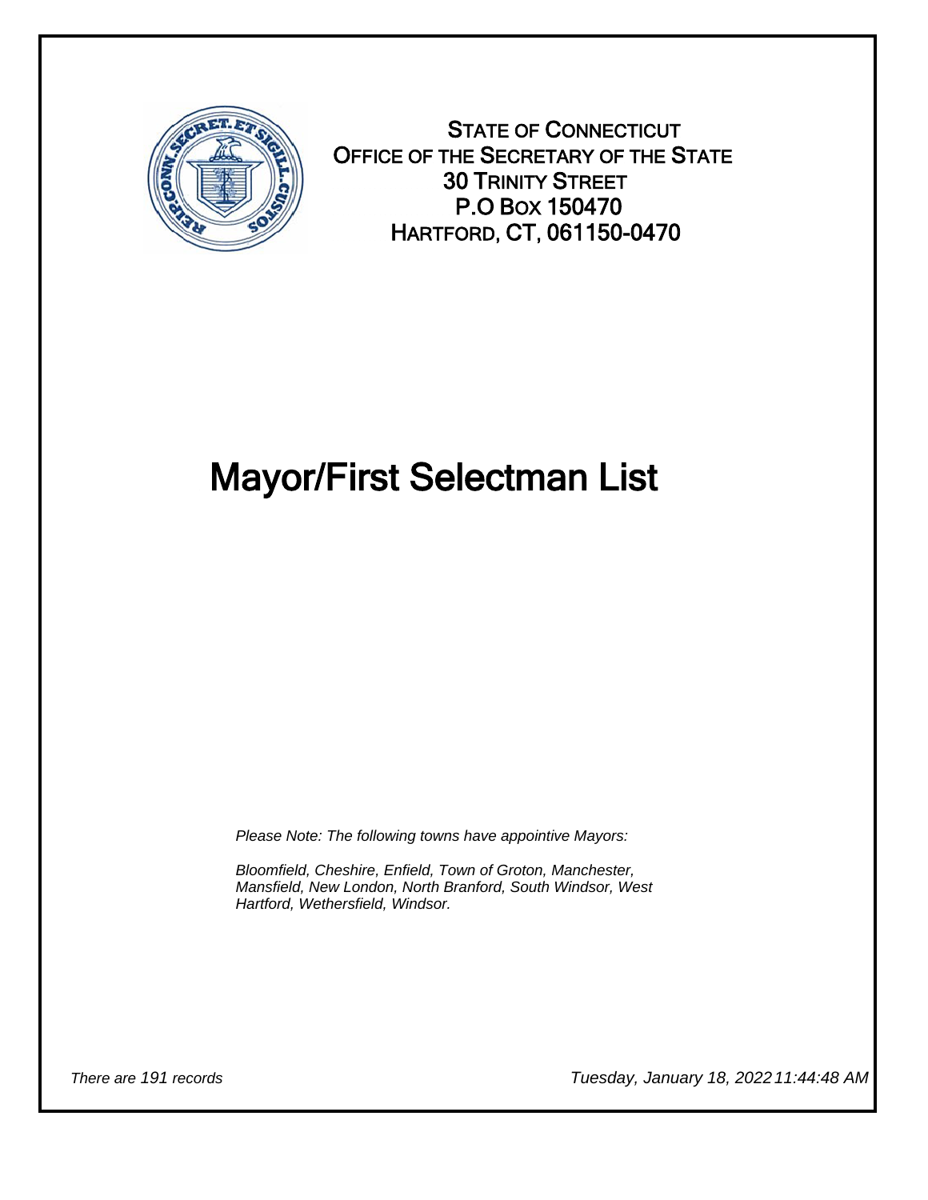STATE OF CONNECTICUT
OFFICE OF THE SECRETARY OF THE STATE
30 TRINITY STREET
P.O BOX 150470
HARTFORD, CT, 061150-0470

# Mayor/First Selectman List

*Please Note: The following towns have appointive Mayors:*

*Bloomfield, Cheshire, Enfield, Town of Groton, Manchester, Mansfield, New London, North Branford, South Windsor, West Hartford, Wethersfield, Windsor.*

*There are 191 records*

*Tuesday, January 18, 2022 11:44:48 AM*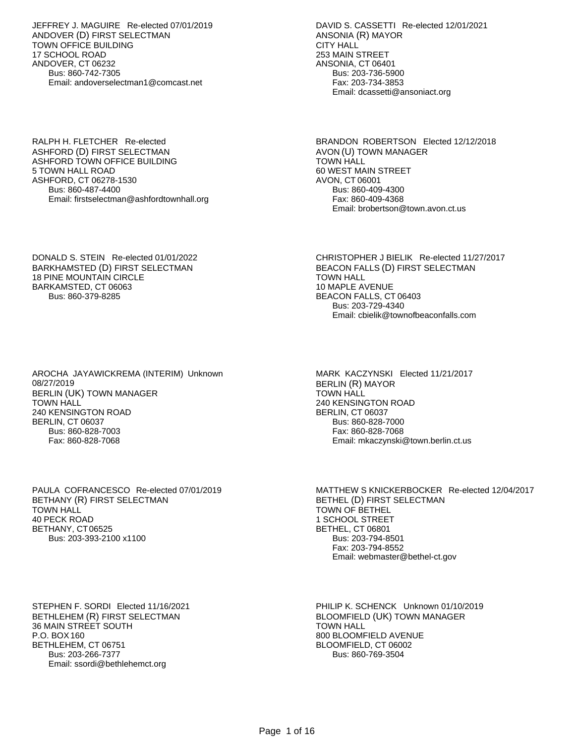JEFFREY J. MAGUIRE Re-elected 07/01/2019
ANDOVER (D) FIRST SELECTMAN
TOWN OFFICE BUILDING
17 SCHOOL ROAD
ANDOVER, CT 06232
Bus: 860-742-7305
Email: andoverselectman1@comcast.net

DAVID S. CASSETTI Re-elected 12/01/2021
ANSONIA (R) MAYOR
CITY HALL
253 MAIN STREET
ANSONIA, CT 06401
Bus: 203-736-5900
Fax: 203-734-3853
Email: dcassetti@ansoniact.org

RALPH H. FLETCHER Re-elected
ASHFORD (D) FIRST SELECTMAN
ASHFORD TOWN OFFICE BUILDING
5 TOWN HALL ROAD
ASHFORD, CT 06278-1530
Bus: 860-487-4400
Email: firstselectman@ashfordtownhall.org

BRANDON ROBERTSON Elected 12/12/2018
AVON (U) TOWN MANAGER
TOWN HALL
60 WEST MAIN STREET
AVON, CT 06001
Bus: 860-409-4300
Fax: 860-409-4368
Email: brobertson@town.avon.ct.us

DONALD S. STEIN Re-elected 01/01/2022
BARKHAMSTED (D) FIRST SELECTMAN
18 PINE MOUNTAIN CIRCLE
BARKAMSTED, CT 06063
Bus: 860-379-8285

CHRISTOPHER J BIELIK Re-elected 11/27/2017
BEACON FALLS (D) FIRST SELECTMAN
TOWN HALL
10 MAPLE AVENUE
BEACON FALLS, CT 06403
Bus: 203-729-4340
Email: cbielik@townofbeaconfalls.com

AROCHA JAYAWICKREMA (INTERIM) Unknown 08/27/2019
BERLIN (UK) TOWN MANAGER
TOWN HALL
240 KENSINGTON ROAD
BERLIN, CT 06037
Bus: 860-828-7003
Fax: 860-828-7068

MARK KACZYNSKI Elected 11/21/2017
BERLIN (R) MAYOR
TOWN HALL
240 KENSINGTON ROAD
BERLIN, CT 06037
Bus: 860-828-7000
Fax: 860-828-7068
Email: mkaczynski@town.berlin.ct.us

PAULA COFRANCESCO Re-elected 07/01/2019
BETHANY (R) FIRST SELECTMAN
TOWN HALL
40 PECK ROAD
BETHANY, CT 06525
Bus: 203-393-2100 x1100

MATTHEW S KNICKERBOCKER Re-elected 12/04/2017
BETHEL (D) FIRST SELECTMAN
TOWN OF BETHEL
1 SCHOOL STREET
BETHEL, CT 06801
Bus: 203-794-8501
Fax: 203-794-8552
Email: webmaster@bethel-ct.gov

STEPHEN F. SORDI Elected 11/16/2021
BETHLEHEM (R) FIRST SELECTMAN
36 MAIN STREET SOUTH
P.O. BOX 160
BETHLEHEM, CT 06751
Bus: 203-266-7377
Email: ssordi@bethlehemct.org

PHILIP K. SCHENCK Unknown 01/10/2019
BLOOMFIELD (UK) TOWN MANAGER
TOWN HALL
800 BLOOMFIELD AVENUE
BLOOMFIELD, CT 06002
Bus: 860-769-3504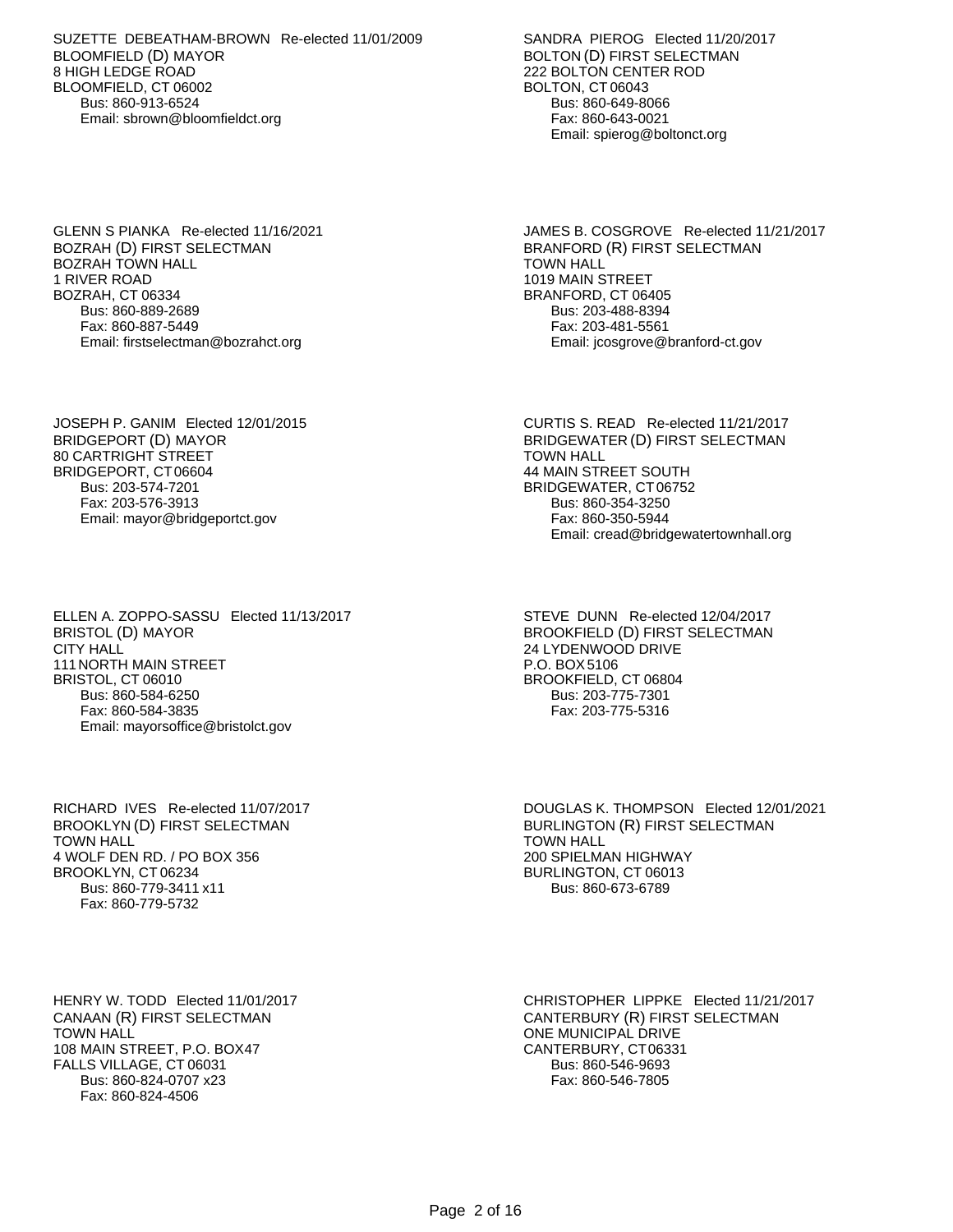SUZETTE DEBEATHAM-BROWN Re-elected 11/01/2009
BLOOMFIELD (D) MAYOR
8 HIGH LEDGE ROAD
BLOOMFIELD, CT 06002
Bus: 860-913-6524
Email: sbrown@bloomfieldct.org

SANDRA PIEROG Elected 11/20/2017
BOLTON (D) FIRST SELECTMAN
222 BOLTON CENTER ROD
BOLTON, CT 06043
Bus: 860-649-8066
Fax: 860-643-0021
Email: spierog@boltonct.org

GLENN S PIANKA Re-elected 11/16/2021
BOZRAH (D) FIRST SELECTMAN
BOZRAH TOWN HALL
1 RIVER ROAD
BOZRAH, CT 06334
Bus: 860-889-2689
Fax: 860-887-5449
Email: firstselectman@bozrahct.org

JAMES B. COSGROVE Re-elected 11/21/2017
BRANFORD (R) FIRST SELECTMAN
TOWN HALL
1019 MAIN STREET
BRANFORD, CT 06405
Bus: 203-488-8394
Fax: 203-481-5561
Email: jcosgrove@branford-ct.gov

JOSEPH P. GANIM Elected 12/01/2015
BRIDGEPORT (D) MAYOR
80 CARTRIGHT STREET
BRIDGEPORT, CT 06604
Bus: 203-574-7201
Fax: 203-576-3913
Email: mayor@bridgeportct.gov

CURTIS S. READ Re-elected 11/21/2017
BRIDGEWATER (D) FIRST SELECTMAN
TOWN HALL
44 MAIN STREET SOUTH
BRIDGEWATER, CT 06752
Bus: 860-354-3250
Fax: 860-350-5944
Email: cread@bridgewatertownhall.org

ELLEN A. ZOPPO-SASSU Elected 11/13/2017
BRISTOL (D) MAYOR
CITY HALL
111 NORTH MAIN STREET
BRISTOL, CT 06010
Bus: 860-584-6250
Fax: 860-584-3835
Email: mayorsoffice@bristolct.gov

STEVE DUNN Re-elected 12/04/2017
BROOKFIELD (D) FIRST SELECTMAN
24 LYDENWOOD DRIVE
P.O. BOX 5106
BROOKFIELD, CT 06804
Bus: 203-775-7301
Fax: 203-775-5316

RICHARD IVES Re-elected 11/07/2017
BROOKLYN (D) FIRST SELECTMAN
TOWN HALL
4 WOLF DEN RD. / PO BOX 356
BROOKLYN, CT 06234
Bus: 860-779-3411 x11
Fax: 860-779-5732

DOUGLAS K. THOMPSON Elected 12/01/2021
BURLINGTON (R) FIRST SELECTMAN
TOWN HALL
200 SPIELMAN HIGHWAY
BURLINGTON, CT 06013
Bus: 860-673-6789

HENRY W. TODD Elected 11/01/2017
CANAAN (R) FIRST SELECTMAN
TOWN HALL
108 MAIN STREET, P.O. BOX47
FALLS VILLAGE, CT 06031
Bus: 860-824-0707 x23
Fax: 860-824-4506

CHRISTOPHER LIPPKE Elected 11/21/2017
CANTERBURY (R) FIRST SELECTMAN
ONE MUNICIPAL DRIVE
CANTERBURY, CT 06331
Bus: 860-546-9693
Fax: 860-546-7805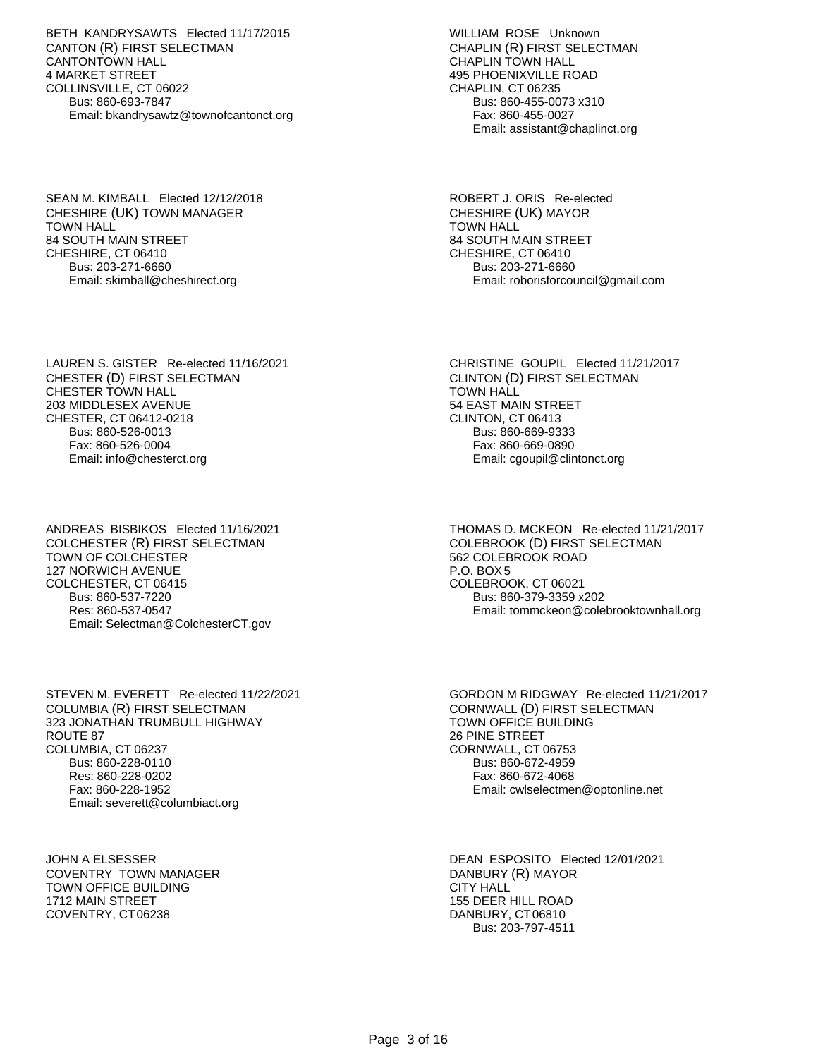BETH KANDRYSAWTS Elected 11/17/2015
CANTON (R) FIRST SELECTMAN
CANTONTOWN HALL
4 MARKET STREET
COLLINSVILLE, CT 06022
Bus: 860-693-7847
Email: bkandrysawtz@townofcantonct.org

WILLIAM ROSE Unknown
CHAPLIN (R) FIRST SELECTMAN
CHAPLIN TOWN HALL
495 PHOENIXVILLE ROAD
CHAPLIN, CT 06235
Bus: 860-455-0073 x310
Fax: 860-455-0027
Email: assistant@chaplinct.org

SEAN M. KIMBALL Elected 12/12/2018
CHESHIRE (UK) TOWN MANAGER
TOWN HALL
84 SOUTH MAIN STREET
CHESHIRE, CT 06410
Bus: 203-271-6660
Email: skimball@cheshirect.org

ROBERT J. ORIS Re-elected
CHESHIRE (UK) MAYOR
TOWN HALL
84 SOUTH MAIN STREET
CHESHIRE, CT 06410
Bus: 203-271-6660
Email: roborisforcouncil@gmail.com

LAUREN S. GISTER Re-elected 11/16/2021
CHESTER (D) FIRST SELECTMAN
CHESTER TOWN HALL
203 MIDDLESEX AVENUE
CHESTER, CT 06412-0218
Bus: 860-526-0013
Fax: 860-526-0004
Email: info@chesterct.org

CHRISTINE GOUPIL Elected 11/21/2017
CLINTON (D) FIRST SELECTMAN
TOWN HALL
54 EAST MAIN STREET
CLINTON, CT 06413
Bus: 860-669-9333
Fax: 860-669-0890
Email: cgoupil@clintonct.org

ANDREAS BISBIKOS Elected 11/16/2021
COLCHESTER (R) FIRST SELECTMAN
TOWN OF COLCHESTER
127 NORWICH AVENUE
COLCHESTER, CT 06415
Bus: 860-537-7220
Res: 860-537-0547
Email: Selectman@ColchesterCT.gov

THOMAS D. MCKEON Re-elected 11/21/2017
COLEBROOK (D) FIRST SELECTMAN
562 COLEBROOK ROAD
P.O. BOX 5
COLEBROOK, CT 06021
Bus: 860-379-3359 x202
Email: tommckeon@colebrooktownhall.org

STEVEN M. EVERETT Re-elected 11/22/2021
COLUMBIA (R) FIRST SELECTMAN
323 JONATHAN TRUMBULL HIGHWAY
ROUTE 87
COLUMBIA, CT 06237
Bus: 860-228-0110
Res: 860-228-0202
Fax: 860-228-1952
Email: severett@columbiact.org

GORDON M RIDGWAY Re-elected 11/21/2017
CORNWALL (D) FIRST SELECTMAN
TOWN OFFICE BUILDING
26 PINE STREET
CORNWALL, CT 06753
Bus: 860-672-4959
Fax: 860-672-4068
Email: cwlselectmen@optonline.net

JOHN A ELSESSER
COVENTRY TOWN MANAGER
TOWN OFFICE BUILDING
1712 MAIN STREET
COVENTRY, CT 06238

DEAN ESPOSITO Elected 12/01/2021
DANBURY (R) MAYOR
CITY HALL
155 DEER HILL ROAD
DANBURY, CT 06810
Bus: 203-797-4511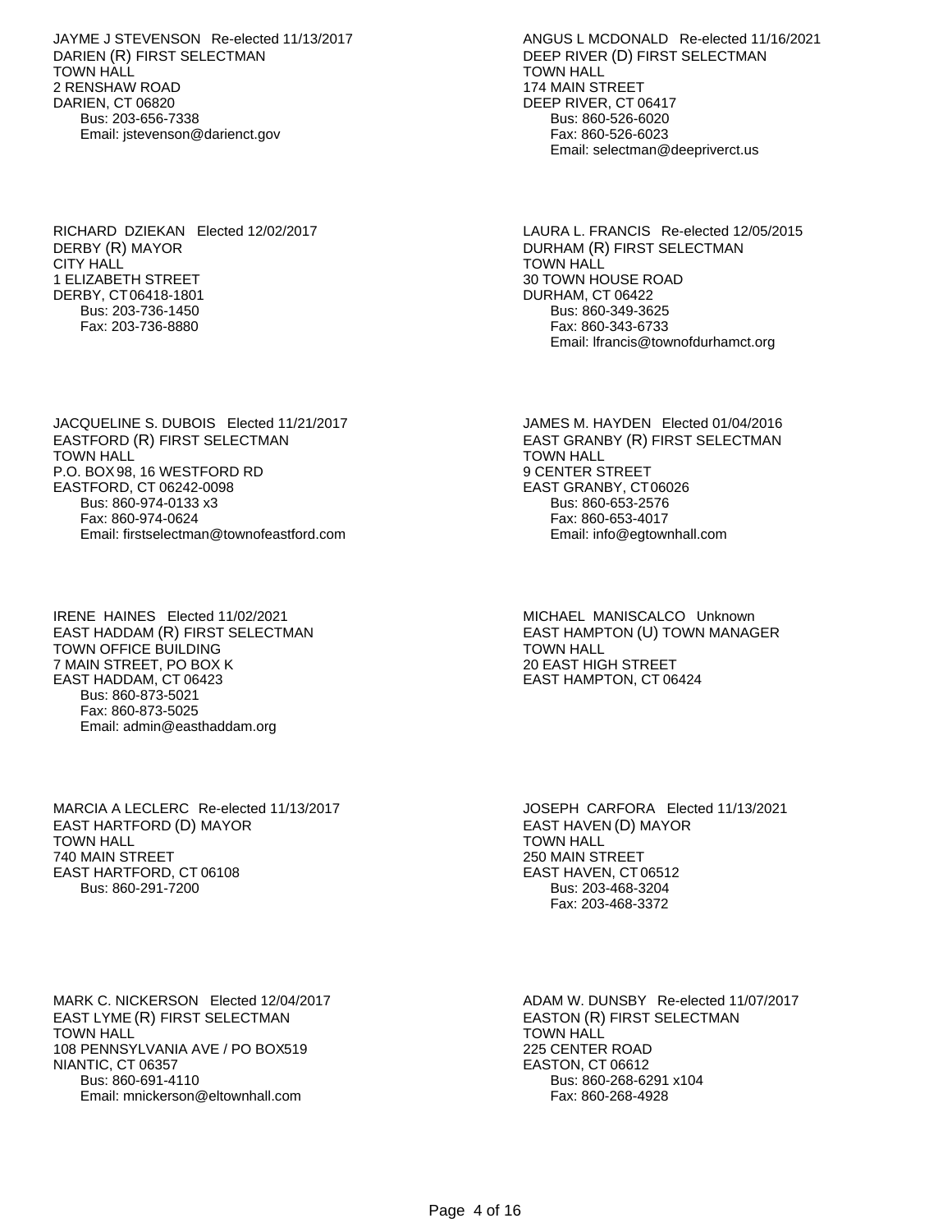JAYME J STEVENSON Re-elected 11/13/2017
DARIEN (R) FIRST SELECTMAN
TOWN HALL
2 RENSHAW ROAD
DARIEN, CT 06820
Bus: 203-656-7338
Email: jstevenson@darienct.gov

ANGUS L MCDONALD Re-elected 11/16/2021
DEEP RIVER (D) FIRST SELECTMAN
TOWN HALL
174 MAIN STREET
DEEP RIVER, CT 06417
Bus: 860-526-6020
Fax: 860-526-6023
Email: selectman@deepriverct.us

RICHARD DZIEKAN Elected 12/02/2017
DERBY (R) MAYOR
CITY HALL
1 ELIZABETH STREET
DERBY, CT 06418-1801
Bus: 203-736-1450
Fax: 203-736-8880

LAURA L. FRANCIS Re-elected 12/05/2015
DURHAM (R) FIRST SELECTMAN
TOWN HALL
30 TOWN HOUSE ROAD
DURHAM, CT 06422
Bus: 860-349-3625
Fax: 860-343-6733
Email: lfrancis@townofdurhamct.org

JACQUELINE S. DUBOIS Elected 11/21/2017
EASTFORD (R) FIRST SELECTMAN
TOWN HALL
P.O. BOX 98, 16 WESTFORD RD
EASTFORD, CT 06242-0098
Bus: 860-974-0133 x3
Fax: 860-974-0624
Email: firstselectman@townofeastford.com

JAMES M. HAYDEN Elected 01/04/2016
EAST GRANBY (R) FIRST SELECTMAN
TOWN HALL
9 CENTER STREET
EAST GRANBY, CT 06026
Bus: 860-653-2576
Fax: 860-653-4017
Email: info@egtownhall.com

IRENE HAINES Elected 11/02/2021
EAST HADDAM (R) FIRST SELECTMAN
TOWN OFFICE BUILDING
7 MAIN STREET, PO BOX K
EAST HADDAM, CT 06423
Bus: 860-873-5021
Fax: 860-873-5025
Email: admin@easthaddam.org

MICHAEL MANISCALCO Unknown
EAST HAMPTON (U) TOWN MANAGER
TOWN HALL
20 EAST HIGH STREET
EAST HAMPTON, CT 06424

MARCIA A LECLERC Re-elected 11/13/2017
EAST HARTFORD (D) MAYOR
TOWN HALL
740 MAIN STREET
EAST HARTFORD, CT 06108
Bus: 860-291-7200

JOSEPH CARFORA Elected 11/13/2021
EAST HAVEN (D) MAYOR
TOWN HALL
250 MAIN STREET
EAST HAVEN, CT 06512
Bus: 203-468-3204
Fax: 203-468-3372

MARK C. NICKERSON Elected 12/04/2017
EAST LYME (R) FIRST SELECTMAN
TOWN HALL
108 PENNSYLVANIA AVE / PO BOX519
NIANTIC, CT 06357
Bus: 860-691-4110
Email: mnickerson@eltownhall.com

ADAM W. DUNSBY Re-elected 11/07/2017
EASTON (R) FIRST SELECTMAN
TOWN HALL
225 CENTER ROAD
EASTON, CT 06612
Bus: 860-268-6291 x104
Fax: 860-268-4928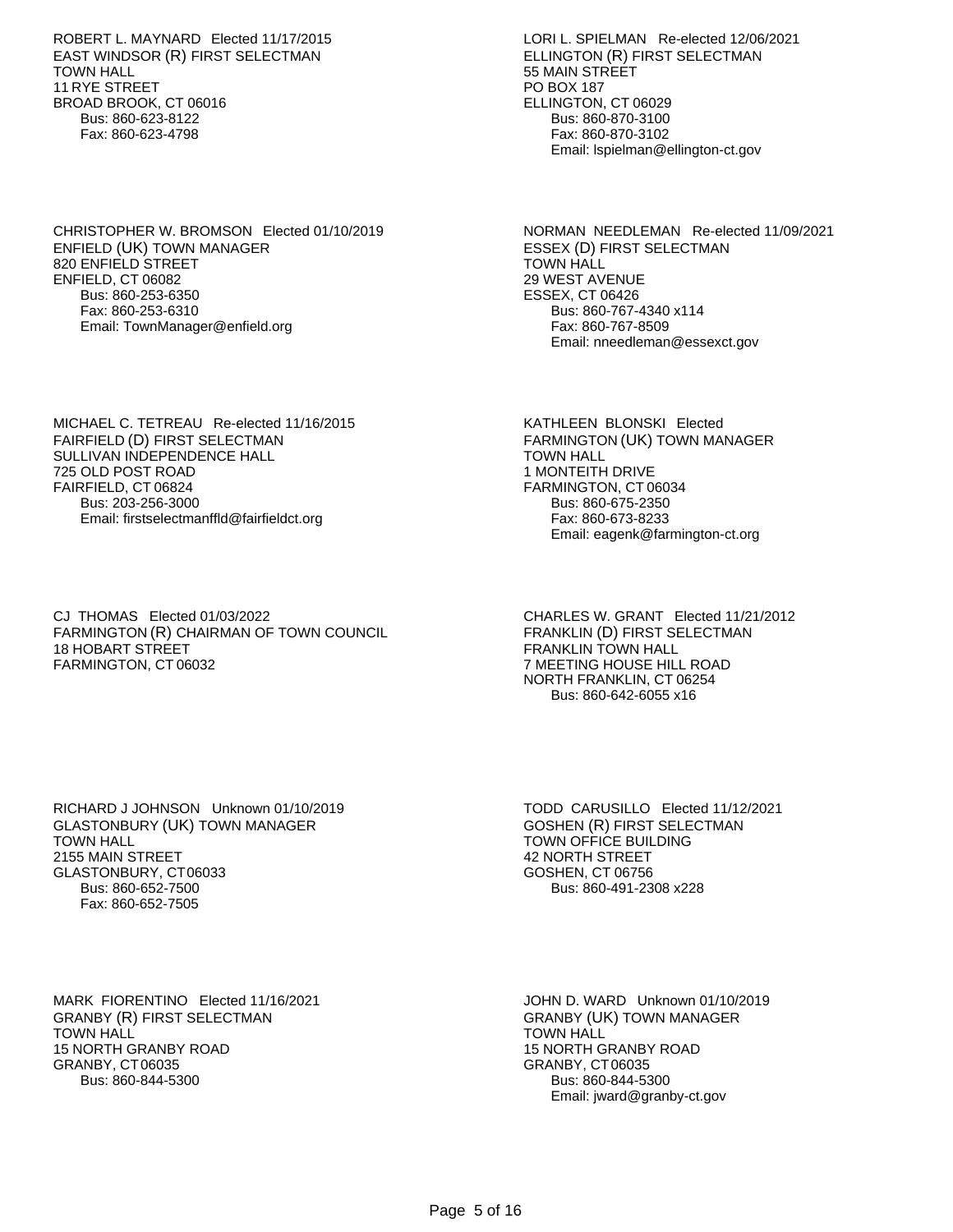ROBERT L. MAYNARD Elected 11/17/2015
EAST WINDSOR (R) FIRST SELECTMAN
TOWN HALL
11 RYE STREET
BROAD BROOK, CT 06016
Bus: 860-623-8122
Fax: 860-623-4798

LORI L. SPIELMAN Re-elected 12/06/2021
ELLINGTON (R) FIRST SELECTMAN
55 MAIN STREET
PO BOX 187
ELLINGTON, CT 06029
Bus: 860-870-3100
Fax: 860-870-3102
Email: lspielman@ellington-ct.gov

CHRISTOPHER W. BROMSON Elected 01/10/2019
ENFIELD (UK) TOWN MANAGER
820 ENFIELD STREET
ENFIELD, CT 06082
Bus: 860-253-6350
Fax: 860-253-6310
Email: TownManager@enfield.org

NORMAN NEEDLEMAN Re-elected 11/09/2021
ESSEX (D) FIRST SELECTMAN
TOWN HALL
29 WEST AVENUE
ESSEX, CT 06426
Bus: 860-767-4340 x114
Fax: 860-767-8509
Email: nneedleman@essexct.gov

MICHAEL C. TETREAU Re-elected 11/16/2015
FAIRFIELD (D) FIRST SELECTMAN
SULLIVAN INDEPENDENCE HALL
725 OLD POST ROAD
FAIRFIELD, CT 06824
Bus: 203-256-3000
Email: firstselectmanffld@fairfieldct.org

KATHLEEN BLONSKI Elected
FARMINGTON (UK) TOWN MANAGER
TOWN HALL
1 MONTEITH DRIVE
FARMINGTON, CT 06034
Bus: 860-675-2350
Fax: 860-673-8233
Email: eagenk@farmington-ct.org

CJ THOMAS Elected 01/03/2022
FARMINGTON (R) CHAIRMAN OF TOWN COUNCIL
18 HOBART STREET
FARMINGTON, CT 06032

CHARLES W. GRANT Elected 11/21/2012
FRANKLIN (D) FIRST SELECTMAN
FRANKLIN TOWN HALL
7 MEETING HOUSE HILL ROAD
NORTH FRANKLIN, CT 06254
Bus: 860-642-6055 x16

RICHARD J JOHNSON Unknown 01/10/2019
GLASTONBURY (UK) TOWN MANAGER
TOWN HALL
2155 MAIN STREET
GLASTONBURY, CT 06033
Bus: 860-652-7500
Fax: 860-652-7505

TODD CARUSILLO Elected 11/12/2021
GOSHEN (R) FIRST SELECTMAN
TOWN OFFICE BUILDING
42 NORTH STREET
GOSHEN, CT 06756
Bus: 860-491-2308 x228

MARK FIORENTINO Elected 11/16/2021
GRANBY (R) FIRST SELECTMAN
TOWN HALL
15 NORTH GRANBY ROAD
GRANBY, CT 06035
Bus: 860-844-5300

JOHN D. WARD Unknown 01/10/2019
GRANBY (UK) TOWN MANAGER
TOWN HALL
15 NORTH GRANBY ROAD
GRANBY, CT 06035
Bus: 860-844-5300
Email: jward@granby-ct.gov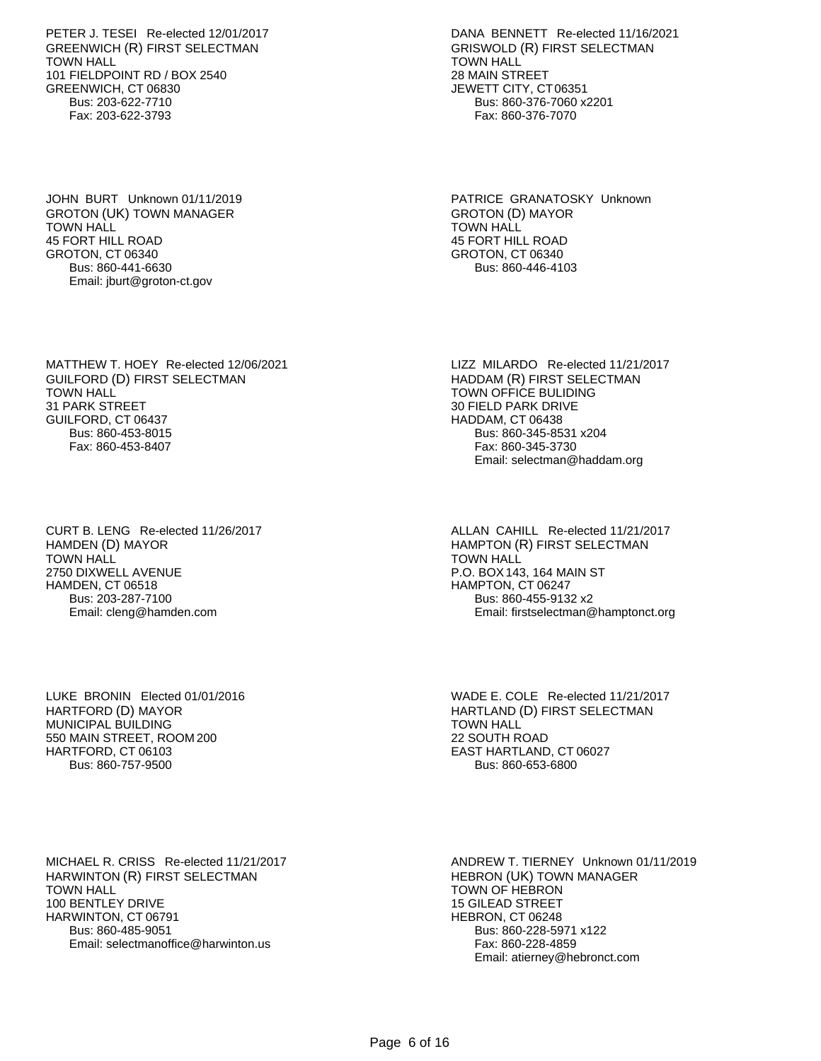PETER J. TESEI Re-elected 12/01/2017
GREENWICH (R) FIRST SELECTMAN
TOWN HALL
101 FIELDPOINT RD / BOX 2540
GREENWICH, CT 06830
Bus: 203-622-7710
Fax: 203-622-3793

DANA BENNETT Re-elected 11/16/2021
GRISWOLD (R) FIRST SELECTMAN
TOWN HALL
28 MAIN STREET
JEWETT CITY, CT 06351
Bus: 860-376-7060 x2201
Fax: 860-376-7070

JOHN BURT Unknown 01/11/2019
GROTON (UK) TOWN MANAGER
TOWN HALL
45 FORT HILL ROAD
GROTON, CT 06340
Bus: 860-441-6630
Email: jburt@groton-ct.gov

PATRICE GRANATOSKY Unknown
GROTON (D) MAYOR
TOWN HALL
45 FORT HILL ROAD
GROTON, CT 06340
Bus: 860-446-4103

MATTHEW T. HOEY Re-elected 12/06/2021
GUILFORD (D) FIRST SELECTMAN
TOWN HALL
31 PARK STREET
GUILFORD, CT 06437
Bus: 860-453-8015
Fax: 860-453-8407

LIZZ MILARDO Re-elected 11/21/2017
HADDAM (R) FIRST SELECTMAN
TOWN OFFICE BULIDING
30 FIELD PARK DRIVE
HADDAM, CT 06438
Bus: 860-345-8531 x204
Fax: 860-345-3730
Email: selectman@haddam.org

CURT B. LENG Re-elected 11/26/2017
HAMDEN (D) MAYOR
TOWN HALL
2750 DIXWELL AVENUE
HAMDEN, CT 06518
Bus: 203-287-7100
Email: cleng@hamden.com

ALLAN CAHILL Re-elected 11/21/2017
HAMPTON (R) FIRST SELECTMAN
TOWN HALL
P.O. BOX 143, 164 MAIN ST
HAMPTON, CT 06247
Bus: 860-455-9132 x2
Email: firstselectman@hamptonct.org

LUKE BRONIN Elected 01/01/2016
HARTFORD (D) MAYOR
MUNICIPAL BUILDING
550 MAIN STREET, ROOM 200
HARTFORD, CT 06103
Bus: 860-757-9500

WADE E. COLE Re-elected 11/21/2017
HARTLAND (D) FIRST SELECTMAN
TOWN HALL
22 SOUTH ROAD
EAST HARTLAND, CT 06027
Bus: 860-653-6800

MICHAEL R. CRISS Re-elected 11/21/2017
HARWINTON (R) FIRST SELECTMAN
TOWN HALL
100 BENTLEY DRIVE
HARWINTON, CT 06791
Bus: 860-485-9051
Email: selectmanoffice@harwinton.us

ANDREW T. TIERNEY Unknown 01/11/2019
HEBRON (UK) TOWN MANAGER
TOWN OF HEBRON
15 GILEAD STREET
HEBRON, CT 06248
Bus: 860-228-5971 x122
Fax: 860-228-4859
Email: atierney@hebronct.com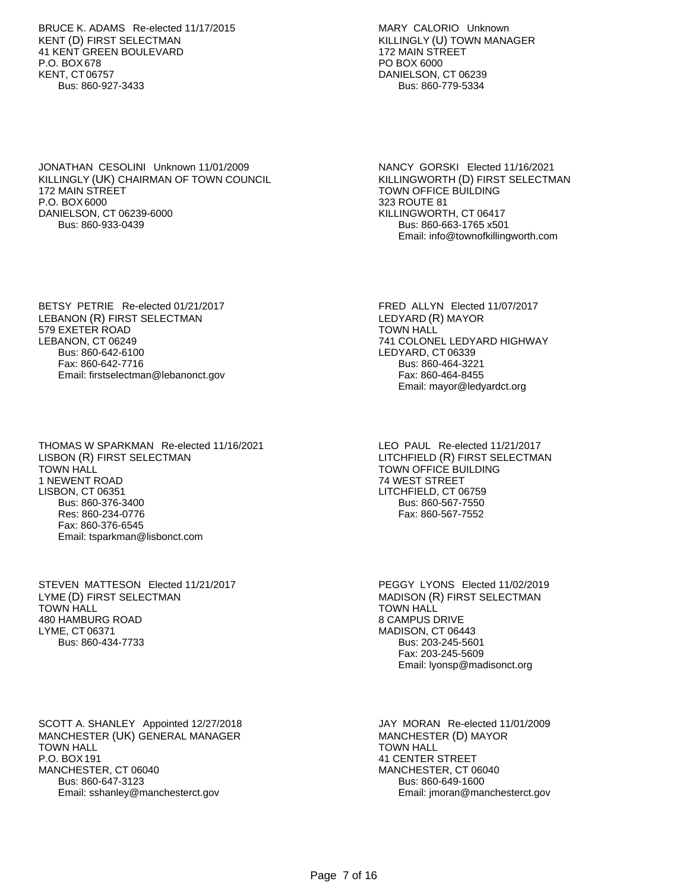BRUCE K. ADAMS Re-elected 11/17/2015
KENT (D) FIRST SELECTMAN
41 KENT GREEN BOULEVARD
P.O. BOX 678
KENT, CT 06757
Bus: 860-927-3433

MARY CALORIO Unknown
KILLINGLY (U) TOWN MANAGER
172 MAIN STREET
PO BOX 6000
DANIELSON, CT 06239
Bus: 860-779-5334

JONATHAN CESOLINI Unknown 11/01/2009
KILLINGLY (UK) CHAIRMAN OF TOWN COUNCIL
172 MAIN STREET
P.O. BOX 6000
DANIELSON, CT 06239-6000
Bus: 860-933-0439

NANCY GORSKI Elected 11/16/2021
KILLINGWORTH (D) FIRST SELECTMAN
TOWN OFFICE BUILDING
323 ROUTE 81
KILLINGWORTH, CT 06417
Bus: 860-663-1765 x501
Email: info@townofkillingworth.com

BETSY PETRIE Re-elected 01/21/2017
LEBANON (R) FIRST SELECTMAN
579 EXETER ROAD
LEBANON, CT 06249
Bus: 860-642-6100
Fax: 860-642-7716
Email: firstselectman@lebanonct.gov

FRED ALLYN Elected 11/07/2017
LEDYARD (R) MAYOR
TOWN HALL
741 COLONEL LEDYARD HIGHWAY
LEDYARD, CT 06339
Bus: 860-464-3221
Fax: 860-464-8455
Email: mayor@ledyardct.org

THOMAS W SPARKMAN Re-elected 11/16/2021
LISBON (R) FIRST SELECTMAN
TOWN HALL
1 NEWENT ROAD
LISBON, CT 06351
Bus: 860-376-3400
Res: 860-234-0776
Fax: 860-376-6545
Email: tsparkman@lisbonct.com

LEO PAUL Re-elected 11/21/2017
LITCHFIELD (R) FIRST SELECTMAN
TOWN OFFICE BUILDING
74 WEST STREET
LITCHFIELD, CT 06759
Bus: 860-567-7550
Fax: 860-567-7552

STEVEN MATTESON Elected 11/21/2017
LYME (D) FIRST SELECTMAN
TOWN HALL
480 HAMBURG ROAD
LYME, CT 06371
Bus: 860-434-7733

PEGGY LYONS Elected 11/02/2019
MADISON (R) FIRST SELECTMAN
TOWN HALL
8 CAMPUS DRIVE
MADISON, CT 06443
Bus: 203-245-5601
Fax: 203-245-5609
Email: lyonsp@madisonct.org

SCOTT A. SHANLEY Appointed 12/27/2018
MANCHESTER (UK) GENERAL MANAGER
TOWN HALL
P.O. BOX 191
MANCHESTER, CT 06040
Bus: 860-647-3123
Email: sshanley@manchesterct.gov

JAY MORAN Re-elected 11/01/2009
MANCHESTER (D) MAYOR
TOWN HALL
41 CENTER STREET
MANCHESTER, CT 06040
Bus: 860-649-1600
Email: jmoran@manchesterct.gov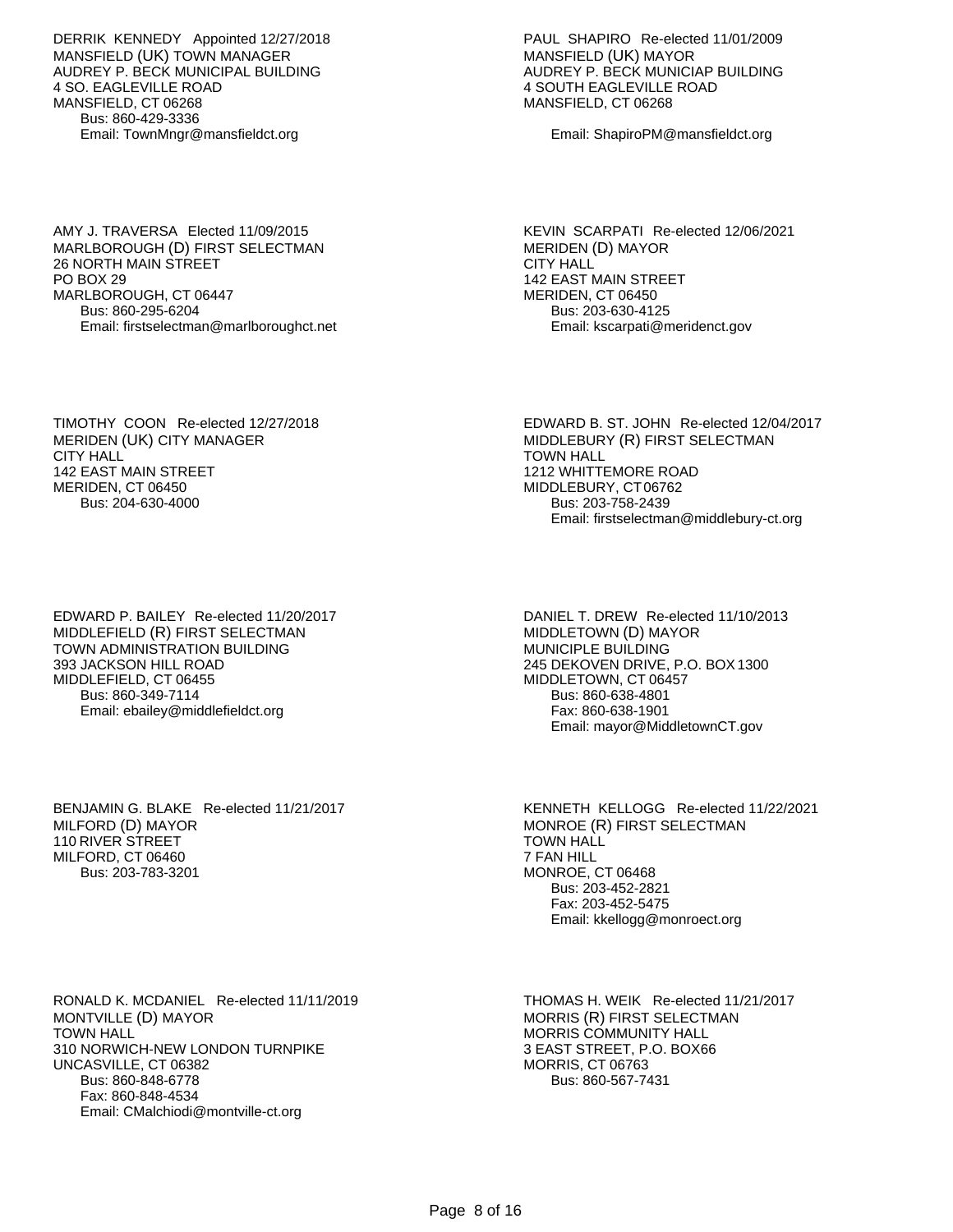DERRIK KENNEDY Appointed 12/27/2018
MANSFIELD (UK) TOWN MANAGER
AUDREY P. BECK MUNICIPAL BUILDING
4 SO. EAGLEVILLE ROAD
MANSFIELD, CT 06268
Bus: 860-429-3336
Email: TownMngr@mansfieldct.org

PAUL SHAPIRO Re-elected 11/01/2009
MANSFIELD (UK) MAYOR
AUDREY P. BECK MUNICIAP BUILDING
4 SOUTH EAGLEVILLE ROAD
MANSFIELD, CT 06268
Email: ShapiroPM@mansfieldct.org

AMY J. TRAVERSA Elected 11/09/2015
MARLBOROUGH (D) FIRST SELECTMAN
26 NORTH MAIN STREET
PO BOX 29
MARLBOROUGH, CT 06447
Bus: 860-295-6204
Email: firstselectman@marlboroughct.net

KEVIN SCARPATI Re-elected 12/06/2021
MERIDEN (D) MAYOR
CITY HALL
142 EAST MAIN STREET
MERIDEN, CT 06450
Bus: 203-630-4125
Email: kscarpati@meridenct.gov

TIMOTHY COON Re-elected 12/27/2018
MERIDEN (UK) CITY MANAGER
CITY HALL
142 EAST MAIN STREET
MERIDEN, CT 06450
Bus: 204-630-4000

EDWARD B. ST. JOHN Re-elected 12/04/2017
MIDDLEBURY (R) FIRST SELECTMAN
TOWN HALL
1212 WHITTEMORE ROAD
MIDDLEBURY, CT 06762
Bus: 203-758-2439
Email: firstselectman@middlebury-ct.org

EDWARD P. BAILEY Re-elected 11/20/2017
MIDDLEFIELD (R) FIRST SELECTMAN
TOWN ADMINISTRATION BUILDING
393 JACKSON HILL ROAD
MIDDLEFIELD, CT 06455
Bus: 860-349-7114
Email: ebailey@middlefieldct.org

DANIEL T. DREW Re-elected 11/10/2013
MIDDLETOWN (D) MAYOR
MUNICIPLE BUILDING
245 DEKOVEN DRIVE, P.O. BOX 1300
MIDDLETOWN, CT 06457
Bus: 860-638-4801
Fax: 860-638-1901
Email: mayor@MiddletownCT.gov

BENJAMIN G. BLAKE Re-elected 11/21/2017
MILFORD (D) MAYOR
110 RIVER STREET
MILFORD, CT 06460
Bus: 203-783-3201

KENNETH KELLOGG Re-elected 11/22/2021
MONROE (R) FIRST SELECTMAN
TOWN HALL
7 FAN HILL
MONROE, CT 06468
Bus: 203-452-2821
Fax: 203-452-5475
Email: kkellogg@monroect.org

RONALD K. MCDANIEL Re-elected 11/11/2019
MONTVILLE (D) MAYOR
TOWN HALL
310 NORWICH-NEW LONDON TURNPIKE
UNCASVILLE, CT 06382
Bus: 860-848-6778
Fax: 860-848-4534
Email: CMalchiodi@montville-ct.org

THOMAS H. WEIK Re-elected 11/21/2017
MORRIS (R) FIRST SELECTMAN
MORRIS COMMUNITY HALL
3 EAST STREET, P.O. BOX66
MORRIS, CT 06763
Bus: 860-567-7431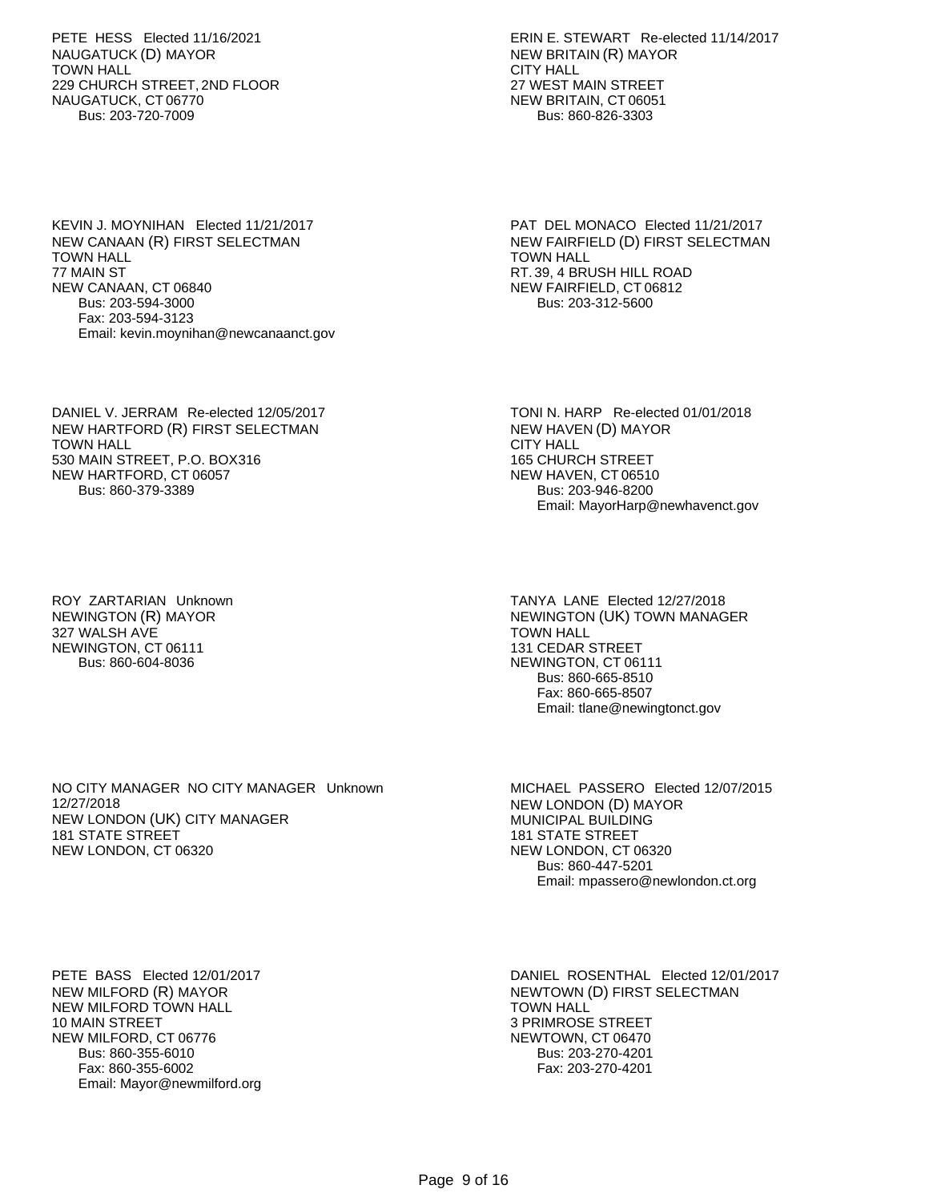PETE HESS Elected 11/16/2021
NAUGATUCK (D) MAYOR
TOWN HALL
229 CHURCH STREET, 2ND FLOOR
NAUGATUCK, CT 06770
Bus: 203-720-7009

ERIN E. STEWART Re-elected 11/14/2017
NEW BRITAIN (R) MAYOR
CITY HALL
27 WEST MAIN STREET
NEW BRITAIN, CT 06051
Bus: 860-826-3303

KEVIN J. MOYNIHAN Elected 11/21/2017
NEW CANAAN (R) FIRST SELECTMAN
TOWN HALL
77 MAIN ST
NEW CANAAN, CT 06840
Bus: 203-594-3000
Fax: 203-594-3123
Email: kevin.moynihan@newcanaanct.gov

PAT DEL MONACO Elected 11/21/2017
NEW FAIRFIELD (D) FIRST SELECTMAN
TOWN HALL
RT. 39, 4 BRUSH HILL ROAD
NEW FAIRFIELD, CT 06812
Bus: 203-312-5600

DANIEL V. JERRAM Re-elected 12/05/2017
NEW HARTFORD (R) FIRST SELECTMAN
TOWN HALL
530 MAIN STREET, P.O. BOX316
NEW HARTFORD, CT 06057
Bus: 860-379-3389

TONI N. HARP Re-elected 01/01/2018
NEW HAVEN (D) MAYOR
CITY HALL
165 CHURCH STREET
NEW HAVEN, CT 06510
Bus: 203-946-8200
Email: MayorHarp@newhavenct.gov

ROY ZARTARIAN Unknown
NEWINGTON (R) MAYOR
327 WALSH AVE
NEWINGTON, CT 06111
Bus: 860-604-8036

TANYA LANE Elected 12/27/2018
NEWINGTON (UK) TOWN MANAGER
TOWN HALL
131 CEDAR STREET
NEWINGTON, CT 06111
Bus: 860-665-8510
Fax: 860-665-8507
Email: tlane@newingtonct.gov

NO CITY MANAGER NO CITY MANAGER Unknown 12/27/2018
NEW LONDON (UK) CITY MANAGER
181 STATE STREET
NEW LONDON, CT 06320

MICHAEL PASSERO Elected 12/07/2015
NEW LONDON (D) MAYOR
MUNICIPAL BUILDING
181 STATE STREET
NEW LONDON, CT 06320
Bus: 860-447-5201
Email: mpassero@newlondon.ct.org

PETE BASS Elected 12/01/2017
NEW MILFORD (R) MAYOR
NEW MILFORD TOWN HALL
10 MAIN STREET
NEW MILFORD, CT 06776
Bus: 860-355-6010
Fax: 860-355-6002
Email: Mayor@newmilford.org

DANIEL ROSENTHAL Elected 12/01/2017
NEWTOWN (D) FIRST SELECTMAN
TOWN HALL
3 PRIMROSE STREET
NEWTOWN, CT 06470
Bus: 203-270-4201
Fax: 203-270-4201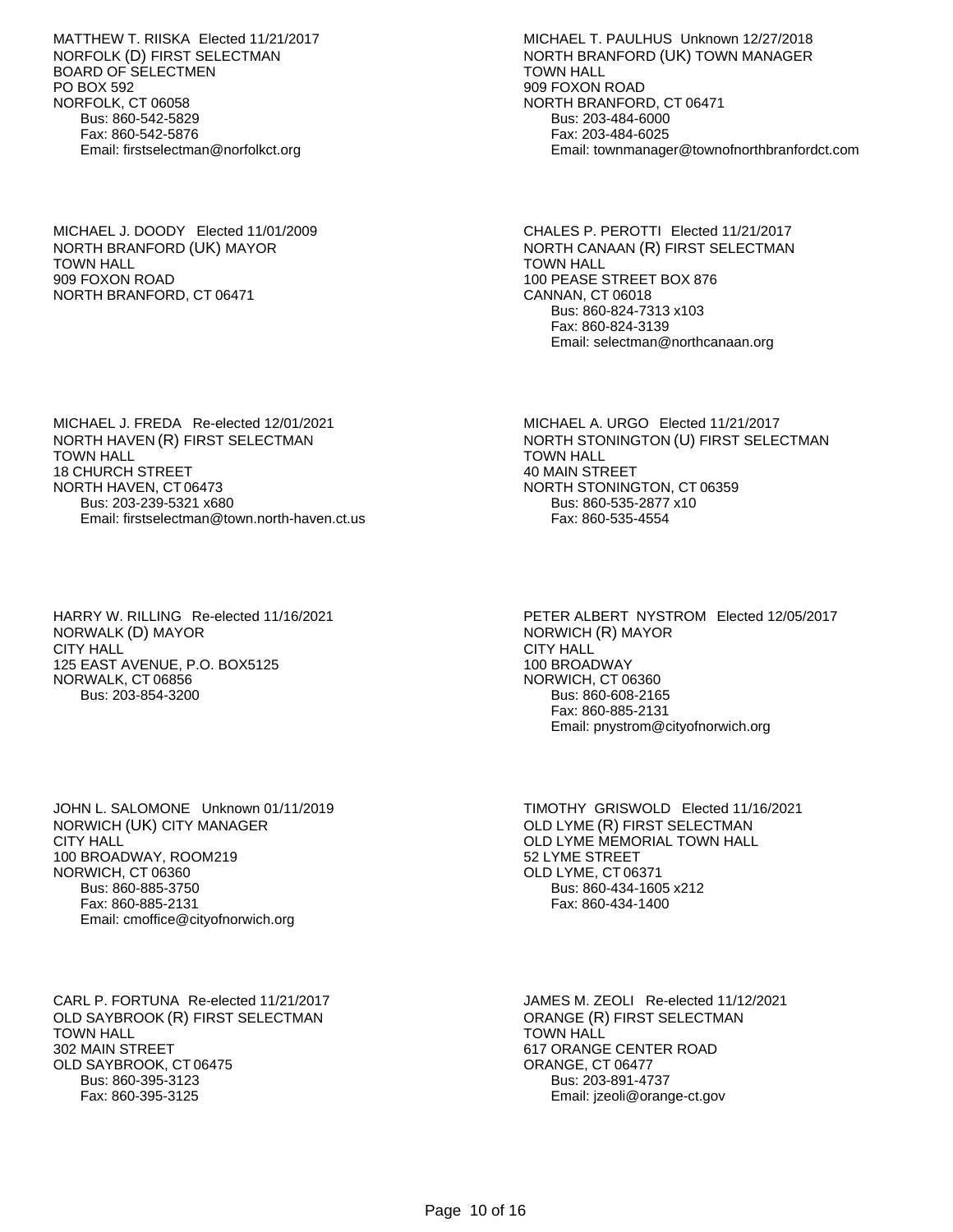MATTHEW T. RIISKA Elected 11/21/2017
NORFOLK (D) FIRST SELECTMAN
BOARD OF SELECTMEN
PO BOX 592
NORFOLK, CT 06058
Bus: 860-542-5829
Fax: 860-542-5876
Email: firstselectman@norfolkct.org

MICHAEL T. PAULHUS Unknown 12/27/2018
NORTH BRANFORD (UK) TOWN MANAGER
TOWN HALL
909 FOXON ROAD
NORTH BRANFORD, CT 06471
Bus: 203-484-6000
Fax: 203-484-6025
Email: townmanager@townofnorthbranfordct.com

MICHAEL J. DOODY Elected 11/01/2009
NORTH BRANFORD (UK) MAYOR
TOWN HALL
909 FOXON ROAD
NORTH BRANFORD, CT 06471

CHALES P. PEROTTI Elected 11/21/2017
NORTH CANAAN (R) FIRST SELECTMAN
TOWN HALL
100 PEASE STREET BOX 876
CANNAN, CT 06018
Bus: 860-824-7313 x103
Fax: 860-824-3139
Email: selectman@northcanaan.org

MICHAEL J. FREDA Re-elected 12/01/2021
NORTH HAVEN (R) FIRST SELECTMAN
TOWN HALL
18 CHURCH STREET
NORTH HAVEN, CT 06473
Bus: 203-239-5321 x680
Email: firstselectman@town.north-haven.ct.us

MICHAEL A. URGO Elected 11/21/2017
NORTH STONINGTON (U) FIRST SELECTMAN
TOWN HALL
40 MAIN STREET
NORTH STONINGTON, CT 06359
Bus: 860-535-2877 x10
Fax: 860-535-4554

HARRY W. RILLING Re-elected 11/16/2021
NORWALK (D) MAYOR
CITY HALL
125 EAST AVENUE, P.O. BOX5125
NORWALK, CT 06856
Bus: 203-854-3200

PETER ALBERT NYSTROM Elected 12/05/2017
NORWICH (R) MAYOR
CITY HALL
100 BROADWAY
NORWICH, CT 06360
Bus: 860-608-2165
Fax: 860-885-2131
Email: pnystrom@cityofnorwich.org

JOHN L. SALOMONE Unknown 01/11/2019
NORWICH (UK) CITY MANAGER
CITY HALL
100 BROADWAY, ROOM219
NORWICH, CT 06360
Bus: 860-885-3750
Fax: 860-885-2131
Email: cmoffice@cityofnorwich.org

TIMOTHY GRISWOLD Elected 11/16/2021
OLD LYME (R) FIRST SELECTMAN
OLD LYME MEMORIAL TOWN HALL
52 LYME STREET
OLD LYME, CT 06371
Bus: 860-434-1605 x212
Fax: 860-434-1400

CARL P. FORTUNA Re-elected 11/21/2017
OLD SAYBROOK (R) FIRST SELECTMAN
TOWN HALL
302 MAIN STREET
OLD SAYBROOK, CT 06475
Bus: 860-395-3123
Fax: 860-395-3125

JAMES M. ZEOLI Re-elected 11/12/2021
ORANGE (R) FIRST SELECTMAN
TOWN HALL
617 ORANGE CENTER ROAD
ORANGE, CT 06477
Bus: 203-891-4737
Email: jzeoli@orange-ct.gov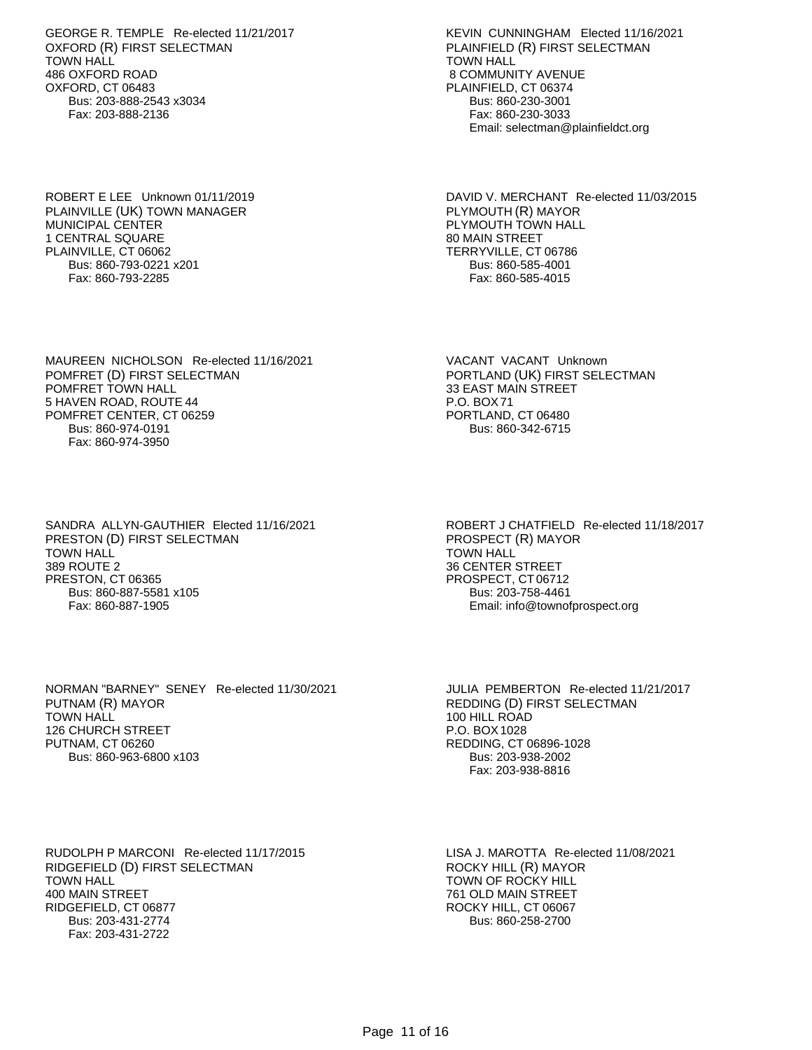GEORGE R. TEMPLE Re-elected 11/21/2017
OXFORD (R) FIRST SELECTMAN
TOWN HALL
486 OXFORD ROAD
OXFORD, CT 06483
Bus: 203-888-2543 x3034
Fax: 203-888-2136

KEVIN CUNNINGHAM Elected 11/16/2021
PLAINFIELD (R) FIRST SELECTMAN
TOWN HALL
8 COMMUNITY AVENUE
PLAINFIELD, CT 06374
Bus: 860-230-3001
Fax: 860-230-3033
Email: selectman@plainfieldct.org

ROBERT E LEE Unknown 01/11/2019
PLAINVILLE (UK) TOWN MANAGER
MUNICIPAL CENTER
1 CENTRAL SQUARE
PLAINVILLE, CT 06062
Bus: 860-793-0221 x201
Fax: 860-793-2285

DAVID V. MERCHANT Re-elected 11/03/2015
PLYMOUTH (R) MAYOR
PLYMOUTH TOWN HALL
80 MAIN STREET
TERRYVILLE, CT 06786
Bus: 860-585-4001
Fax: 860-585-4015

MAUREEN NICHOLSON Re-elected 11/16/2021
POMFRET (D) FIRST SELECTMAN
POMFRET TOWN HALL
5 HAVEN ROAD, ROUTE 44
POMFRET CENTER, CT 06259
Bus: 860-974-0191
Fax: 860-974-3950

VACANT VACANT Unknown
PORTLAND (UK) FIRST SELECTMAN
33 EAST MAIN STREET
P.O. BOX 71
PORTLAND, CT 06480
Bus: 860-342-6715

SANDRA ALLYN-GAUTHIER Elected 11/16/2021
PRESTON (D) FIRST SELECTMAN
TOWN HALL
389 ROUTE 2
PRESTON, CT 06365
Bus: 860-887-5581 x105
Fax: 860-887-1905

ROBERT J CHATFIELD Re-elected 11/18/2017
PROSPECT (R) MAYOR
TOWN HALL
36 CENTER STREET
PROSPECT, CT 06712
Bus: 203-758-4461
Email: info@townofprospect.org

NORMAN "BARNEY" SENEY Re-elected 11/30/2021
PUTNAM (R) MAYOR
TOWN HALL
126 CHURCH STREET
PUTNAM, CT 06260
Bus: 860-963-6800 x103

JULIA PEMBERTON Re-elected 11/21/2017
REDDING (D) FIRST SELECTMAN
100 HILL ROAD
P.O. BOX 1028
REDDING, CT 06896-1028
Bus: 203-938-2002
Fax: 203-938-8816

RUDOLPH P MARCONI Re-elected 11/17/2015
RIDGEFIELD (D) FIRST SELECTMAN
TOWN HALL
400 MAIN STREET
RIDGEFIELD, CT 06877
Bus: 203-431-2774
Fax: 203-431-2722

LISA J. MAROTTA Re-elected 11/08/2021
ROCKY HILL (R) MAYOR
TOWN OF ROCKY HILL
761 OLD MAIN STREET
ROCKY HILL, CT 06067
Bus: 860-258-2700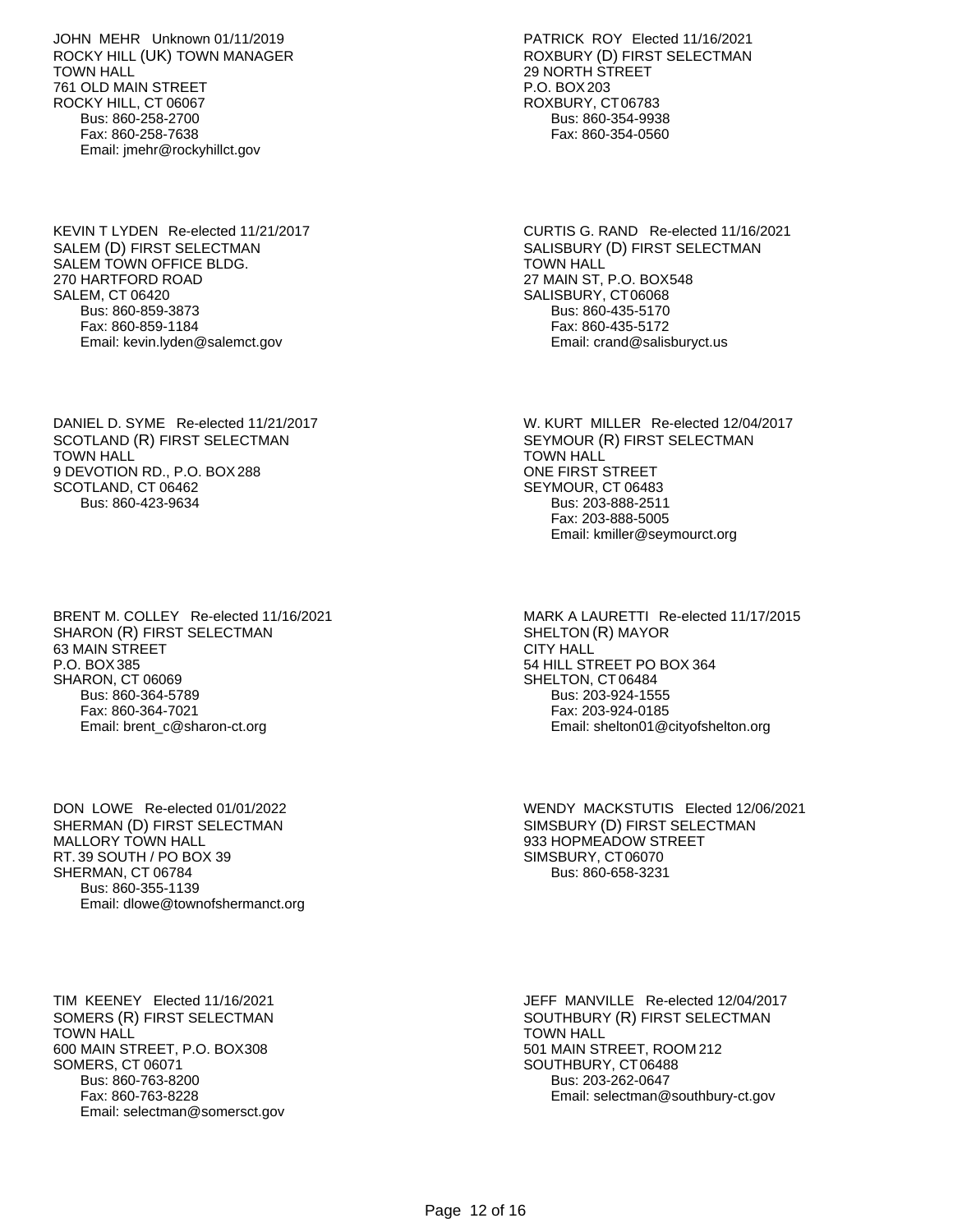JOHN MEHR Unknown 01/11/2019
ROCKY HILL (UK) TOWN MANAGER
TOWN HALL
761 OLD MAIN STREET
ROCKY HILL, CT 06067
Bus: 860-258-2700
Fax: 860-258-7638
Email: jmehr@rockyhillct.gov

PATRICK ROY Elected 11/16/2021
ROXBURY (D) FIRST SELECTMAN
29 NORTH STREET
P.O. BOX 203
ROXBURY, CT 06783
Bus: 860-354-9938
Fax: 860-354-0560

KEVIN T LYDEN Re-elected 11/21/2017
SALEM (D) FIRST SELECTMAN
SALEM TOWN OFFICE BLDG.
270 HARTFORD ROAD
SALEM, CT 06420
Bus: 860-859-3873
Fax: 860-859-1184
Email: kevin.lyden@salemct.gov

CURTIS G. RAND Re-elected 11/16/2021
SALISBURY (D) FIRST SELECTMAN
TOWN HALL
27 MAIN ST, P.O. BOX548
SALISBURY, CT 06068
Bus: 860-435-5170
Fax: 860-435-5172
Email: crand@salisburyct.us

DANIEL D. SYME Re-elected 11/21/2017
SCOTLAND (R) FIRST SELECTMAN
TOWN HALL
9 DEVOTION RD., P.O. BOX 288
SCOTLAND, CT 06462
Bus: 860-423-9634

W. KURT MILLER Re-elected 12/04/2017
SEYMOUR (R) FIRST SELECTMAN
TOWN HALL
ONE FIRST STREET
SEYMOUR, CT 06483
Bus: 203-888-2511
Fax: 203-888-5005
Email: kmiller@seymourct.org

BRENT M. COLLEY Re-elected 11/16/2021
SHARON (R) FIRST SELECTMAN
63 MAIN STREET
P.O. BOX 385
SHARON, CT 06069
Bus: 860-364-5789
Fax: 860-364-7021
Email: brent_c@sharon-ct.org

MARK A LAURETTI Re-elected 11/17/2015
SHELTON (R) MAYOR
CITY HALL
54 HILL STREET PO BOX 364
SHELTON, CT 06484
Bus: 203-924-1555
Fax: 203-924-0185
Email: shelton01@cityofshelton.org

DON LOWE Re-elected 01/01/2022
SHERMAN (D) FIRST SELECTMAN
MALLORY TOWN HALL
RT. 39 SOUTH / PO BOX 39
SHERMAN, CT 06784
Bus: 860-355-1139
Email: dlowe@townofshermanct.org

WENDY MACKSTUTIS Elected 12/06/2021
SIMSBURY (D) FIRST SELECTMAN
933 HOPMEADOW STREET
SIMSBURY, CT 06070
Bus: 860-658-3231

TIM KEENEY Elected 11/16/2021
SOMERS (R) FIRST SELECTMAN
TOWN HALL
600 MAIN STREET, P.O. BOX308
SOMERS, CT 06071
Bus: 860-763-8200
Fax: 860-763-8228
Email: selectman@somersct.gov

JEFF MANVILLE Re-elected 12/04/2017
SOUTHBURY (R) FIRST SELECTMAN
TOWN HALL
501 MAIN STREET, ROOM 212
SOUTHBURY, CT 06488
Bus: 203-262-0647
Email: selectman@southbury-ct.gov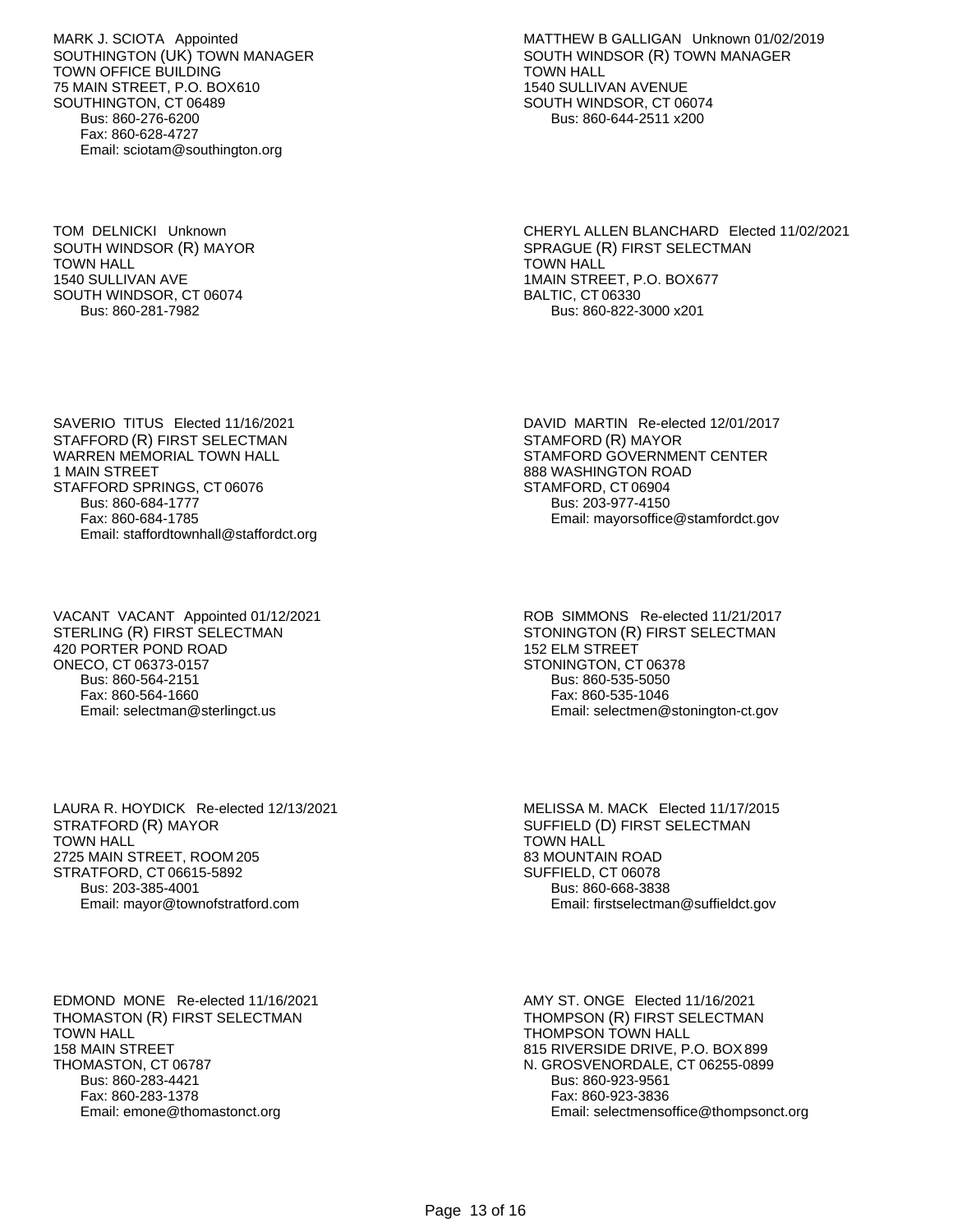MARK J. SCIOTA Appointed
SOUTHINGTON (UK) TOWN MANAGER
TOWN OFFICE BUILDING
75 MAIN STREET, P.O. BOX610
SOUTHINGTON, CT 06489
Bus: 860-276-6200
Fax: 860-628-4727
Email: sciotam@southington.org

MATTHEW B GALLIGAN Unknown 01/02/2019
SOUTH WINDSOR (R) TOWN MANAGER
TOWN HALL
1540 SULLIVAN AVENUE
SOUTH WINDSOR, CT 06074
Bus: 860-644-2511 x200

TOM DELNICKI Unknown
SOUTH WINDSOR (R) MAYOR
TOWN HALL
1540 SULLIVAN AVE
SOUTH WINDSOR, CT 06074
Bus: 860-281-7982

CHERYL ALLEN BLANCHARD Elected 11/02/2021
SPRAGUE (R) FIRST SELECTMAN
TOWN HALL
1MAIN STREET, P.O. BOX677
BALTIC, CT 06330
Bus: 860-822-3000 x201

SAVERIO TITUS Elected 11/16/2021
STAFFORD (R) FIRST SELECTMAN
WARREN MEMORIAL TOWN HALL
1 MAIN STREET
STAFFORD SPRINGS, CT 06076
Bus: 860-684-1777
Fax: 860-684-1785
Email: staffordtownhall@staffordct.org

DAVID MARTIN Re-elected 12/01/2017
STAMFORD (R) MAYOR
STAMFORD GOVERNMENT CENTER
888 WASHINGTON ROAD
STAMFORD, CT 06904
Bus: 203-977-4150
Email: mayorsoffice@stamfordct.gov

VACANT VACANT Appointed 01/12/2021
STERLING (R) FIRST SELECTMAN
420 PORTER POND ROAD
ONECO, CT 06373-0157
Bus: 860-564-2151
Fax: 860-564-1660
Email: selectman@sterlingct.us

ROB SIMMONS Re-elected 11/21/2017
STONINGTON (R) FIRST SELECTMAN
152 ELM STREET
STONINGTON, CT 06378
Bus: 860-535-5050
Fax: 860-535-1046
Email: selectmen@stonington-ct.gov

LAURA R. HOYDICK Re-elected 12/13/2021
STRATFORD (R) MAYOR
TOWN HALL
2725 MAIN STREET, ROOM 205
STRATFORD, CT 06615-5892
Bus: 203-385-4001
Email: mayor@townofstratford.com

MELISSA M. MACK Elected 11/17/2015
SUFFIELD (D) FIRST SELECTMAN
TOWN HALL
83 MOUNTAIN ROAD
SUFFIELD, CT 06078
Bus: 860-668-3838
Email: firstselectman@suffieldct.gov

EDMOND MONE Re-elected 11/16/2021
THOMASTON (R) FIRST SELECTMAN
TOWN HALL
158 MAIN STREET
THOMASTON, CT 06787
Bus: 860-283-4421
Fax: 860-283-1378
Email: emone@thomastonct.org

AMY ST. ONGE Elected 11/16/2021
THOMPSON (R) FIRST SELECTMAN
THOMPSON TOWN HALL
815 RIVERSIDE DRIVE, P.O. BOX 899
N. GROSVENORDALE, CT 06255-0899
Bus: 860-923-9561
Fax: 860-923-3836
Email: selectmensoffice@thompsonct.org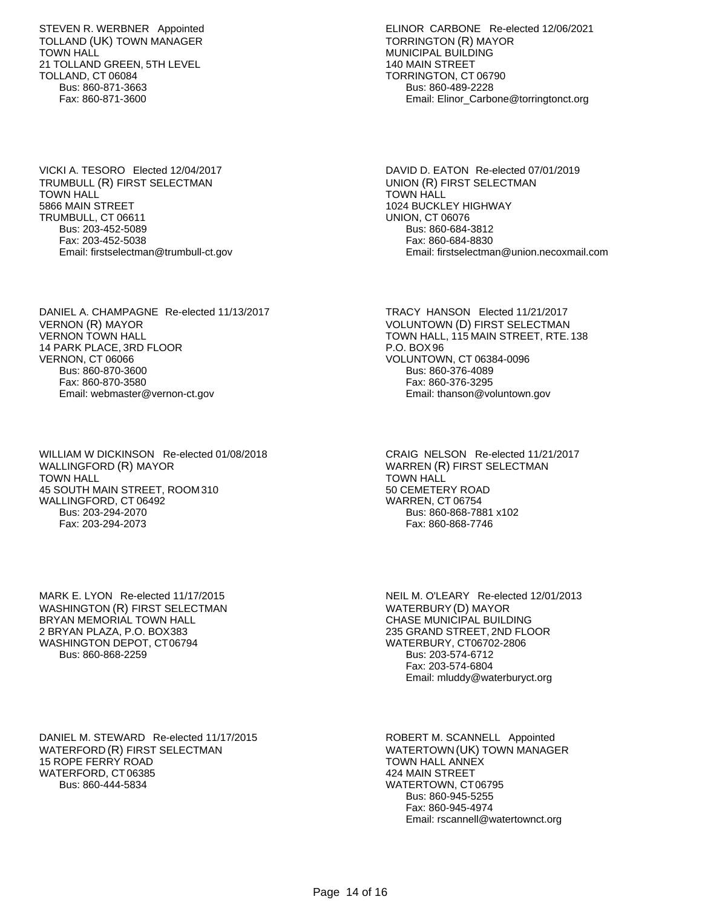STEVEN R. WERBNER Appointed
TOLLAND (UK) TOWN MANAGER
TOWN HALL
21 TOLLAND GREEN, 5TH LEVEL
TOLLAND, CT 06084
Bus: 860-871-3663
Fax: 860-871-3600

ELINOR CARBONE Re-elected 12/06/2021
TORRINGTON (R) MAYOR
MUNICIPAL BUILDING
140 MAIN STREET
TORRINGTON, CT 06790
Bus: 860-489-2228
Email: Elinor_Carbone@torringtonct.org

VICKI A. TESORO Elected 12/04/2017
TRUMBULL (R) FIRST SELECTMAN
TOWN HALL
5866 MAIN STREET
TRUMBULL, CT 06611
Bus: 203-452-5089
Fax: 203-452-5038
Email: firstselectman@trumbull-ct.gov

DAVID D. EATON Re-elected 07/01/2019
UNION (R) FIRST SELECTMAN
TOWN HALL
1024 BUCKLEY HIGHWAY
UNION, CT 06076
Bus: 860-684-3812
Fax: 860-684-8830
Email: firstselectman@union.necoxmail.com

DANIEL A. CHAMPAGNE Re-elected 11/13/2017
VERNON (R) MAYOR
VERNON TOWN HALL
14 PARK PLACE, 3RD FLOOR
VERNON, CT 06066
Bus: 860-870-3600
Fax: 860-870-3580
Email: webmaster@vernon-ct.gov

TRACY HANSON Elected 11/21/2017
VOLUNTOWN (D) FIRST SELECTMAN
TOWN HALL, 115 MAIN STREET, RTE. 138
P.O. BOX 96
VOLUNTOWN, CT 06384-0096
Bus: 860-376-4089
Fax: 860-376-3295
Email: thanson@voluntown.gov

WILLIAM W DICKINSON Re-elected 01/08/2018
WALLINGFORD (R) MAYOR
TOWN HALL
45 SOUTH MAIN STREET, ROOM 310
WALLINGFORD, CT 06492
Bus: 203-294-2070
Fax: 203-294-2073

CRAIG NELSON Re-elected 11/21/2017
WARREN (R) FIRST SELECTMAN
TOWN HALL
50 CEMETERY ROAD
WARREN, CT 06754
Bus: 860-868-7881 x102
Fax: 860-868-7746

MARK E. LYON Re-elected 11/17/2015
WASHINGTON (R) FIRST SELECTMAN
BRYAN MEMORIAL TOWN HALL
2 BRYAN PLAZA, P.O. BOX383
WASHINGTON DEPOT, CT 06794
Bus: 860-868-2259

NEIL M. O'LEARY Re-elected 12/01/2013
WATERBURY (D) MAYOR
CHASE MUNICIPAL BUILDING
235 GRAND STREET, 2ND FLOOR
WATERBURY, CT06702-2806
Bus: 203-574-6712
Fax: 203-574-6804
Email: mluddy@waterburyct.org

DANIEL M. STEWARD Re-elected 11/17/2015
WATERFORD (R) FIRST SELECTMAN
15 ROPE FERRY ROAD
WATERFORD, CT 06385
Bus: 860-444-5834

ROBERT M. SCANNELL Appointed
WATERTOWN (UK) TOWN MANAGER
TOWN HALL ANNEX
424 MAIN STREET
WATERTOWN, CT 06795
Bus: 860-945-5255
Fax: 860-945-4974
Email: rscannell@watertownct.org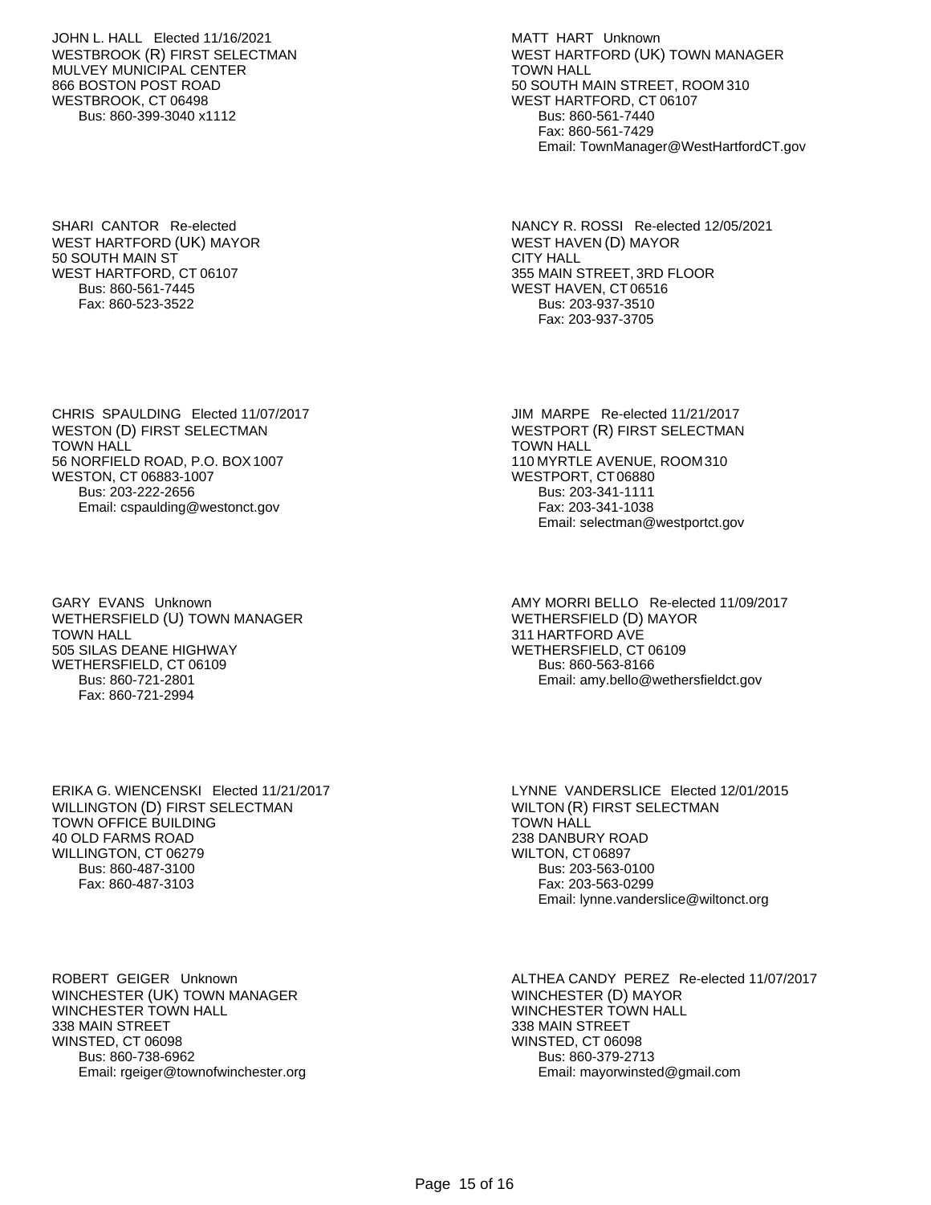JOHN L. HALL Elected 11/16/2021
WESTBROOK (R) FIRST SELECTMAN
MULVEY MUNICIPAL CENTER
866 BOSTON POST ROAD
WESTBROOK, CT 06498
Bus: 860-399-3040 x1112

MATT HART Unknown
WEST HARTFORD (UK) TOWN MANAGER
TOWN HALL
50 SOUTH MAIN STREET, ROOM 310
WEST HARTFORD, CT 06107
Bus: 860-561-7440
Fax: 860-561-7429
Email: TownManager@WestHartfordCT.gov

SHARI CANTOR Re-elected
WEST HARTFORD (UK) MAYOR
50 SOUTH MAIN ST
WEST HARTFORD, CT 06107
Bus: 860-561-7445
Fax: 860-523-3522

NANCY R. ROSSI Re-elected 12/05/2021
WEST HAVEN (D) MAYOR
CITY HALL
355 MAIN STREET, 3RD FLOOR
WEST HAVEN, CT 06516
Bus: 203-937-3510
Fax: 203-937-3705

CHRIS SPAULDING Elected 11/07/2017
WESTON (D) FIRST SELECTMAN
TOWN HALL
56 NORFIELD ROAD, P.O. BOX 1007
WESTON, CT 06883-1007
Bus: 203-222-2656
Email: cspaulding@westonct.gov

JIM MARPE Re-elected 11/21/2017
WESTPORT (R) FIRST SELECTMAN
TOWN HALL
110 MYRTLE AVENUE, ROOM 310
WESTPORT, CT 06880
Bus: 203-341-1111
Fax: 203-341-1038
Email: selectman@westportct.gov

GARY EVANS Unknown
WETHERSFIELD (U) TOWN MANAGER
TOWN HALL
505 SILAS DEANE HIGHWAY
WETHERSFIELD, CT 06109
Bus: 860-721-2801
Fax: 860-721-2994

AMY MORRI BELLO Re-elected 11/09/2017
WETHERSFIELD (D) MAYOR
311 HARTFORD AVE
WETHERSFIELD, CT 06109
Bus: 860-563-8166
Email: amy.bello@wethersfieldct.gov

ERIKA G. WIENCENSKI Elected 11/21/2017
WILLINGTON (D) FIRST SELECTMAN
TOWN OFFICE BUILDING
40 OLD FARMS ROAD
WILLINGTON, CT 06279
Bus: 860-487-3100
Fax: 860-487-3103

LYNNE VANDERSLICE Elected 12/01/2015
WILTON (R) FIRST SELECTMAN
TOWN HALL
238 DANBURY ROAD
WILTON, CT 06897
Bus: 203-563-0100
Fax: 203-563-0299
Email: lynne.vanderslice@wiltonct.org

ROBERT GEIGER Unknown
WINCHESTER (UK) TOWN MANAGER
WINCHESTER TOWN HALL
338 MAIN STREET
WINSTED, CT 06098
Bus: 860-738-6962
Email: rgeiger@townofwinchester.org

ALTHEA CANDY PEREZ Re-elected 11/07/2017
WINCHESTER (D) MAYOR
WINCHESTER TOWN HALL
338 MAIN STREET
WINSTED, CT 06098
Bus: 860-379-2713
Email: mayorwinsted@gmail.com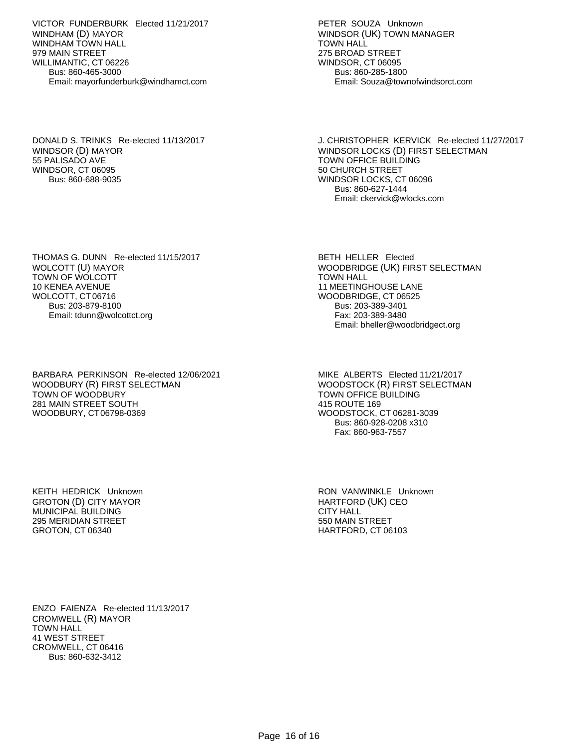VICTOR FUNDERBURK Elected 11/21/2017
WINDHAM (D) MAYOR
WINDHAM TOWN HALL
979 MAIN STREET
WILLIMANTIC, CT 06226
Bus: 860-465-3000
Email: mayorfunderburk@windhamct.com

PETER SOUZA Unknown
WINDSOR (UK) TOWN MANAGER
TOWN HALL
275 BROAD STREET
WINDSOR, CT 06095
Bus: 860-285-1800
Email: Souza@townofwindsorct.com

DONALD S. TRINKS Re-elected 11/13/2017
WINDSOR (D) MAYOR
55 PALISADO AVE
WINDSOR, CT 06095
Bus: 860-688-9035

J. CHRISTOPHER KERVICK Re-elected 11/27/2017
WINDSOR LOCKS (D) FIRST SELECTMAN
TOWN OFFICE BUILDING
50 CHURCH STREET
WINDSOR LOCKS, CT 06096
Bus: 860-627-1444
Email: ckervick@wlocks.com

THOMAS G. DUNN Re-elected 11/15/2017
WOLCOTT (U) MAYOR
TOWN OF WOLCOTT
10 KENEA AVENUE
WOLCOTT, CT 06716
Bus: 203-879-8100
Email: tdunn@wolcottct.org

BETH HELLER Elected
WOODBRIDGE (UK) FIRST SELECTMAN
TOWN HALL
11 MEETINGHOUSE LANE
WOODBRIDGE, CT 06525
Bus: 203-389-3401
Fax: 203-389-3480
Email: bheller@woodbridgect.org

BARBARA PERKINSON Re-elected 12/06/2021
WOODBURY (R) FIRST SELECTMAN
TOWN OF WOODBURY
281 MAIN STREET SOUTH
WOODBURY, CT 06798-0369

MIKE ALBERTS Elected 11/21/2017
WOODSTOCK (R) FIRST SELECTMAN
TOWN OFFICE BUILDING
415 ROUTE 169
WOODSTOCK, CT 06281-3039
Bus: 860-928-0208 x310
Fax: 860-963-7557

KEITH HEDRICK Unknown
GROTON (D) CITY MAYOR
MUNICIPAL BUILDING
295 MERIDIAN STREET
GROTON, CT 06340

RON VANWINKLE Unknown
HARTFORD (UK) CEO
CITY HALL
550 MAIN STREET
HARTFORD, CT 06103

ENZO FAIENZA Re-elected 11/13/2017
CROMWELL (R) MAYOR
TOWN HALL
41 WEST STREET
CROMWELL, CT 06416
Bus: 860-632-3412